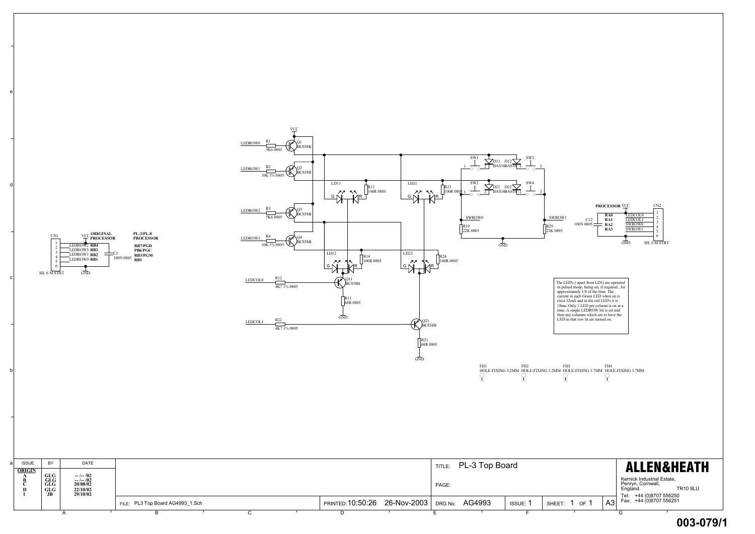## PL-3 Top Board

**ORIGINAL PROCESSOR** / **PL-3/PL-8 PROCESSOR**

| CN1 pin | Signal | ORIGINAL PROCESSOR | PL-3/PL-8 PROCESSOR |
|---|---|---|---|
| 2 | LEDROW2 | RB4 | RB7/PGD |
| 3 | LEDROW3 | RB3 | PB6/PGC |
| 4 | LEDROW1 | RB2 | RB3/PGM |
| 5 | LEDROW0 | RB1 | RB1 |

CN1 SIL 6 M STRT, C1 100N 0805, VCC, GND

**PROCESSOR**

| Pin | Signal |
|---|---|
| RA0 | LEDCOL0 |
| RA1 | LEDCOL1 |
| RA2 | SWROW0 |
| RA3 | SWROW1 |

CN2 SIL 6 M STRT, C12 100N 0805, VCC, GND

Components:
- LEDROW0 – R1 5K6 0805 – Q1 BC858B
- LEDROW1 – R2 10K 1% 0805 – Q2 BC858B
- LEDROW2 – R3 5K6 0805 – Q3 BC858B
- LEDROW3 – R4 10K 1% 0805 – Q4 BC858B
- LD11, LD12, LD21, LD22 (G / R)
- R13 100R 0805, R14 100R 0805, R23 100R 0805, R24 100R 0805
- LEDCOL0 – R12 4K7 1% 0805 – Q11 BC858B – R11 68R 0805 – GND
- LEDCOL1 – R22 4K7 1% 0805 – Q21 BC858B – R21 68R 0805 – GND
- SW1, SW2, SW3, SW4
- D11, D12, D21, D22 BAS16
- SWROW0 – R19 22K 0805; SWROW1 – R29 22K 0805

The LED's ( apart from LD1) are operated in pulsed mode, being on, if required , for approximately 1/8 of the time. The current in each Green LED when on is circa 32mA and in the red LED's it is 18ma. Only 1 LED per column is on at a time. A single LEDROW bit is set and then any columns which are to have the LED in that row lit are turned on.

FH1 HOLE-FIXING 3.2MM, FH2 HOLE-FIXING 3.2MM, FH3 HOLE-FIXING 3.7MM, FH4 HOLE-FIXING 3.7MM

| ISSUE | BY | DATE |
|---|---|---|
| ORIGIN | | |
| A | GLG | -- /-- /02 |
| B | GLG | -- /-- /02 |
| C | GLG | 20/08/02 |
| D | GLG | 22/10/02 |
| 1 | JB | 29/10/02 |

TITLE: PL-3 Top Board

PAGE:

FILE: PL3 Top Board AG4993_1.Sch

PRINTED: 10:50:26 26-Nov-2003

DRG No: AG4993 ISSUE: 1 SHEET: 1 OF 1 A3

**ALLEN&HEATH**

Kernick Industrial Estate, Penryn, Cornwall, England. TR10 9LU

Tel: +44 (0)8707 556250
Fax: +44 (0)8707 556251

003-079/1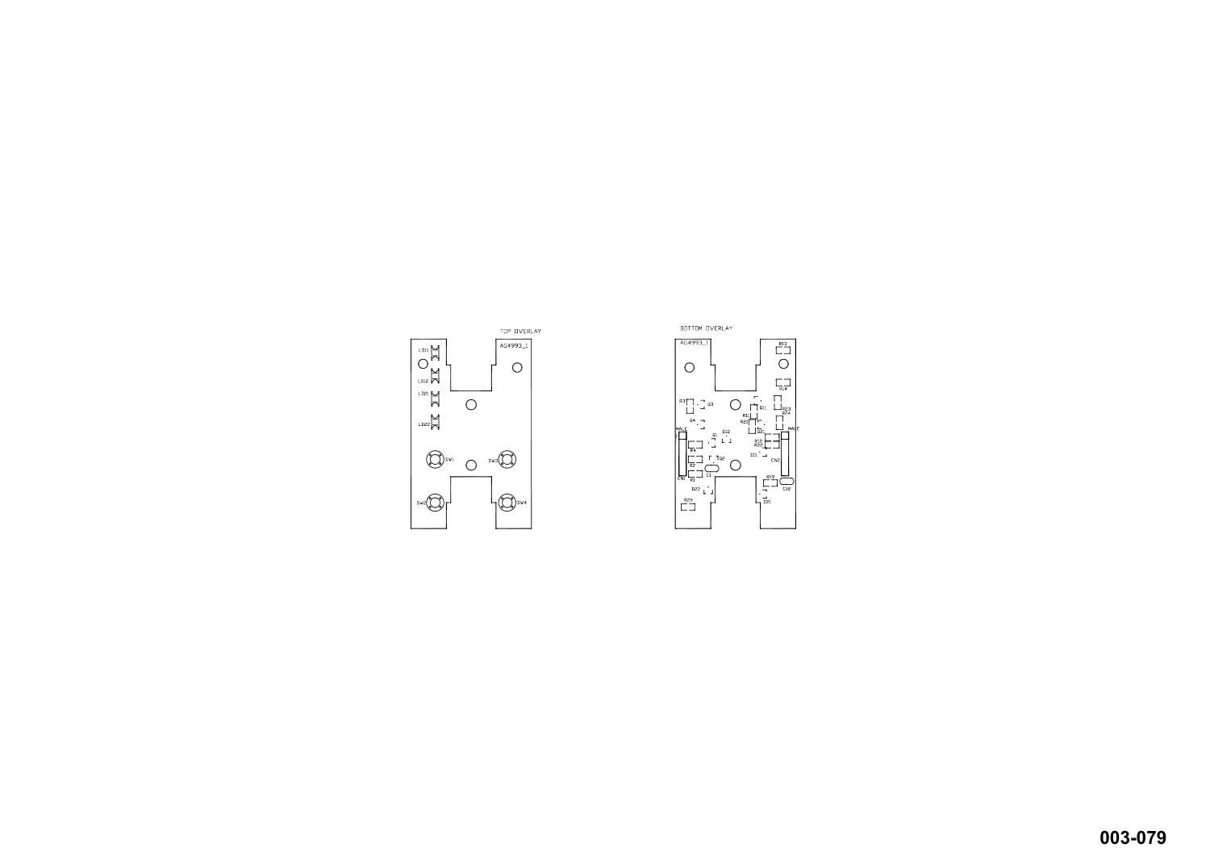TOP OVERLAY

AG4993_1

LD11

LD12

LD21

LD22

SW1

SW3

SW2

SW4

BOTTOM OVERLAY

AG4993_1

R13

R14

R3

Q3

Q4

R11

Q1

R21

R23

R24

MALE

MALE

Q2

Q12

R22

R4

Q22

R12

R2

R1

Q11

CN1

CN2

C1

R19

C12

D22

R29

D21

003-079